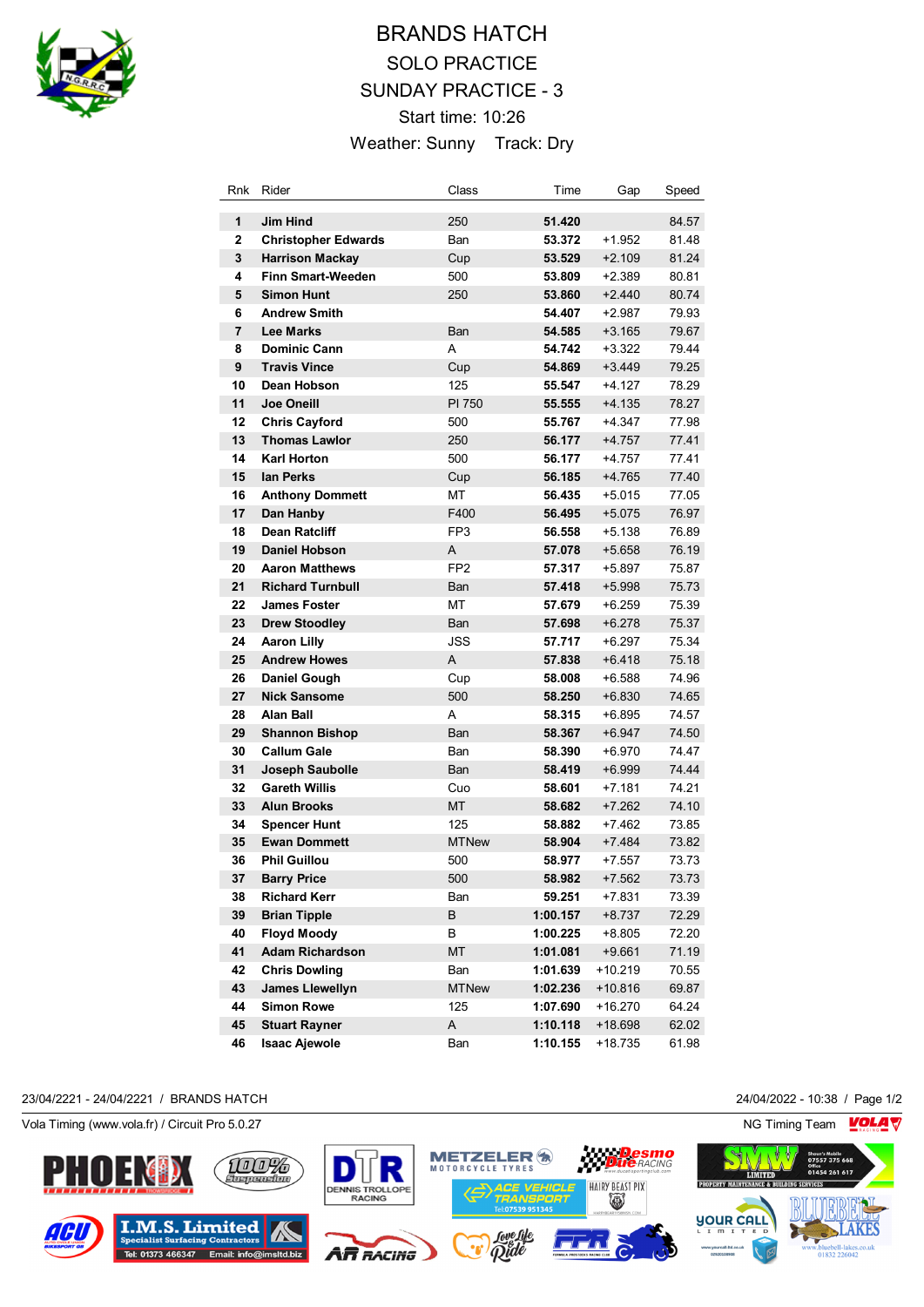# BRANDS HATCH

## SOLO PRACTICE

## SUNDAY PRACTICE - 3

Start time: 10:26

Weather: Sunny Track: Dry

| Rnk | Rider | Class | Time | Gap | Speed |
|---|---|---|---|---|---|
| 1 | Jim Hind | 250 | 51.420 | | 84.57 |
| 2 | Christopher Edwards | Ban | 53.372 | +1.952 | 81.48 |
| 3 | Harrison Mackay | Cup | 53.529 | +2.109 | 81.24 |
| 4 | Finn Smart-Weeden | 500 | 53.809 | +2.389 | 80.81 |
| 5 | Simon Hunt | 250 | 53.860 | +2.440 | 80.74 |
| 6 | Andrew Smith | | 54.407 | +2.987 | 79.93 |
| 7 | Lee Marks | Ban | 54.585 | +3.165 | 79.67 |
| 8 | Dominic Cann | A | 54.742 | +3.322 | 79.44 |
| 9 | Travis Vince | Cup | 54.869 | +3.449 | 79.25 |
| 10 | Dean Hobson | 125 | 55.547 | +4.127 | 78.29 |
| 11 | Joe Oneill | Pl 750 | 55.555 | +4.135 | 78.27 |
| 12 | Chris Cayford | 500 | 55.767 | +4.347 | 77.98 |
| 13 | Thomas Lawlor | 250 | 56.177 | +4.757 | 77.41 |
| 14 | Karl Horton | 500 | 56.177 | +4.757 | 77.41 |
| 15 | Ian Perks | Cup | 56.185 | +4.765 | 77.40 |
| 16 | Anthony Dommett | MT | 56.435 | +5.015 | 77.05 |
| 17 | Dan Hanby | F400 | 56.495 | +5.075 | 76.97 |
| 18 | Dean Ratcliff | FP3 | 56.558 | +5.138 | 76.89 |
| 19 | Daniel Hobson | A | 57.078 | +5.658 | 76.19 |
| 20 | Aaron Matthews | FP2 | 57.317 | +5.897 | 75.87 |
| 21 | Richard Turnbull | Ban | 57.418 | +5.998 | 75.73 |
| 22 | James Foster | MT | 57.679 | +6.259 | 75.39 |
| 23 | Drew Stoodley | Ban | 57.698 | +6.278 | 75.37 |
| 24 | Aaron Lilly | JSS | 57.717 | +6.297 | 75.34 |
| 25 | Andrew Howes | A | 57.838 | +6.418 | 75.18 |
| 26 | Daniel Gough | Cup | 58.008 | +6.588 | 74.96 |
| 27 | Nick Sansome | 500 | 58.250 | +6.830 | 74.65 |
| 28 | Alan Ball | A | 58.315 | +6.895 | 74.57 |
| 29 | Shannon Bishop | Ban | 58.367 | +6.947 | 74.50 |
| 30 | Callum Gale | Ban | 58.390 | +6.970 | 74.47 |
| 31 | Joseph Saubolle | Ban | 58.419 | +6.999 | 74.44 |
| 32 | Gareth Willis | Cuo | 58.601 | +7.181 | 74.21 |
| 33 | Alun Brooks | MT | 58.682 | +7.262 | 74.10 |
| 34 | Spencer Hunt | 125 | 58.882 | +7.462 | 73.85 |
| 35 | Ewan Dommett | MTNew | 58.904 | +7.484 | 73.82 |
| 36 | Phil Guillou | 500 | 58.977 | +7.557 | 73.73 |
| 37 | Barry Price | 500 | 58.982 | +7.562 | 73.73 |
| 38 | Richard Kerr | Ban | 59.251 | +7.831 | 73.39 |
| 39 | Brian Tipple | B | 1:00.157 | +8.737 | 72.29 |
| 40 | Floyd Moody | B | 1:00.225 | +8.805 | 72.20 |
| 41 | Adam Richardson | MT | 1:01.081 | +9.661 | 71.19 |
| 42 | Chris Dowling | Ban | 1:01.639 | +10.219 | 70.55 |
| 43 | James Llewellyn | MTNew | 1:02.236 | +10.816 | 69.87 |
| 44 | Simon Rowe | 125 | 1:07.690 | +16.270 | 64.24 |
| 45 | Stuart Rayner | A | 1:10.118 | +18.698 | 62.02 |
| 46 | Isaac Ajewole | Ban | 1:10.155 | +18.735 | 61.98 |

23/04/2221 - 24/04/2221 / BRANDS HATCH 24/04/2022 - 10:38

Vola Timing (www.vola.fr) / Circuit Pro 5.0.27 NG Timing Team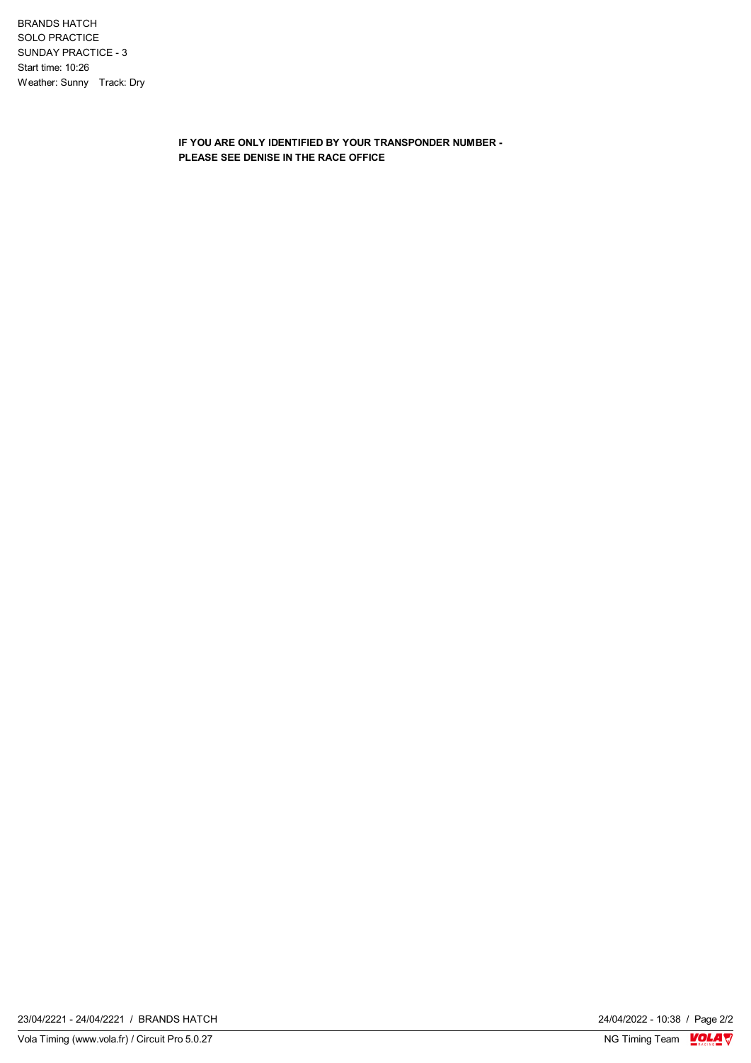BRANDS HATCH
SOLO PRACTICE
SUNDAY PRACTICE - 3
Start time: 10:26
Weather: Sunny    Track: Dry

**IF YOU ARE ONLY IDENTIFIED BY YOUR TRANSPONDER NUMBER - PLEASE SEE DENISE IN THE RACE OFFICE**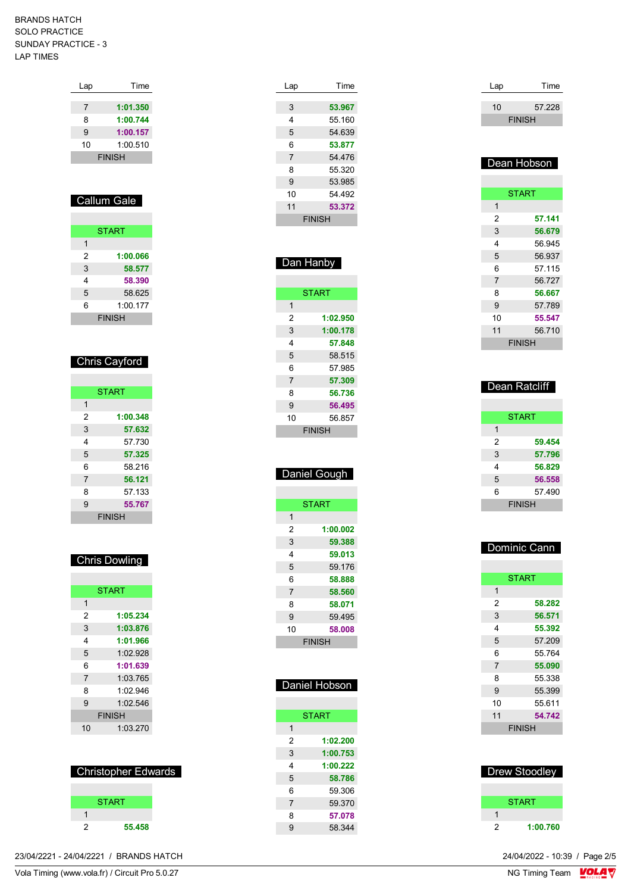BRANDS HATCH
SOLO PRACTICE
SUNDAY PRACTICE - 3
LAP TIMES

| Lap | Time |
|---|---|
| 7 | **1:01.350** |
| 8 | **1:00.744** |
| 9 | **1:00.157** |
| 10 | 1:00.510 |
| FINISH | |

## Callum Gale

| Lap | Time |
|---|---|
| START | |
| 1 | |
| 2 | **1:00.066** |
| 3 | **58.577** |
| 4 | **58.390** |
| 5 | 58.625 |
| 6 | 1:00.177 |
| FINISH | |

## Chris Cayford

| Lap | Time |
|---|---|
| START | |
| 1 | |
| 2 | **1:00.348** |
| 3 | **57.632** |
| 4 | 57.730 |
| 5 | **57.325** |
| 6 | 58.216 |
| 7 | **56.121** |
| 8 | 57.133 |
| 9 | **55.767** |
| FINISH | |

## Chris Dowling

| Lap | Time |
|---|---|
| START | |
| 1 | |
| 2 | **1:05.234** |
| 3 | **1:03.876** |
| 4 | **1:01.966** |
| 5 | 1:02.928 |
| 6 | **1:01.639** |
| 7 | 1:03.765 |
| 8 | 1:02.946 |
| 9 | 1:02.546 |
| FINISH | |
| 10 | 1:03.270 |

## Christopher Edwards

| Lap | Time |
|---|---|
| START | |
| 1 | |
| 2 | **55.458** |

| Lap | Time |
|---|---|
| 3 | **53.967** |
| 4 | 55.160 |
| 5 | 54.639 |
| 6 | **53.877** |
| 7 | 54.476 |
| 8 | 55.320 |
| 9 | 53.985 |
| 10 | 54.492 |
| 11 | **53.372** |
| FINISH | |

## Dan Hanby

| Lap | Time |
|---|---|
| START | |
| 1 | |
| 2 | **1:02.950** |
| 3 | **1:00.178** |
| 4 | **57.848** |
| 5 | 58.515 |
| 6 | 57.985 |
| 7 | **57.309** |
| 8 | **56.736** |
| 9 | **56.495** |
| 10 | 56.857 |
| FINISH | |

## Daniel Gough

| Lap | Time |
|---|---|
| START | |
| 1 | |
| 2 | **1:00.002** |
| 3 | **59.388** |
| 4 | **59.013** |
| 5 | 59.176 |
| 6 | **58.888** |
| 7 | **58.560** |
| 8 | **58.071** |
| 9 | 59.495 |
| 10 | **58.008** |
| FINISH | |

## Daniel Hobson

| Lap | Time |
|---|---|
| START | |
| 1 | |
| 2 | **1:02.200** |
| 3 | **1:00.753** |
| 4 | **1:00.222** |
| 5 | **58.786** |
| 6 | 59.306 |
| 7 | 59.370 |
| 8 | **57.078** |
| 9 | 58.344 |

| Lap | Time |
|---|---|
| 10 | 57.228 |
| FINISH | |

## Dean Hobson

| Lap | Time |
|---|---|
| START | |
| 1 | |
| 2 | **57.141** |
| 3 | **56.679** |
| 4 | 56.945 |
| 5 | 56.937 |
| 6 | 57.115 |
| 7 | 56.727 |
| 8 | **56.667** |
| 9 | 57.789 |
| 10 | **55.547** |
| 11 | 56.710 |
| FINISH | |

## Dean Ratcliff

| Lap | Time |
|---|---|
| START | |
| 1 | |
| 2 | **59.454** |
| 3 | **57.796** |
| 4 | **56.829** |
| 5 | **56.558** |
| 6 | 57.490 |
| FINISH | |

## Dominic Cann

| Lap | Time |
|---|---|
| START | |
| 1 | |
| 2 | **58.282** |
| 3 | **56.571** |
| 4 | **55.392** |
| 5 | 57.209 |
| 6 | 55.764 |
| 7 | **55.090** |
| 8 | 55.338 |
| 9 | 55.399 |
| 10 | 55.611 |
| 11 | **54.742** |
| FINISH | |

## Drew Stoodley

| Lap | Time |
|---|---|
| START | |
| 1 | |
| 2 | **1:00.760** |

23/04/2221 - 24/04/2221 / BRANDS HATCH

24/04/2022 - 10:39

Vola Timing (www.vola.fr) / Circuit Pro 5.0.27

NG Timing Team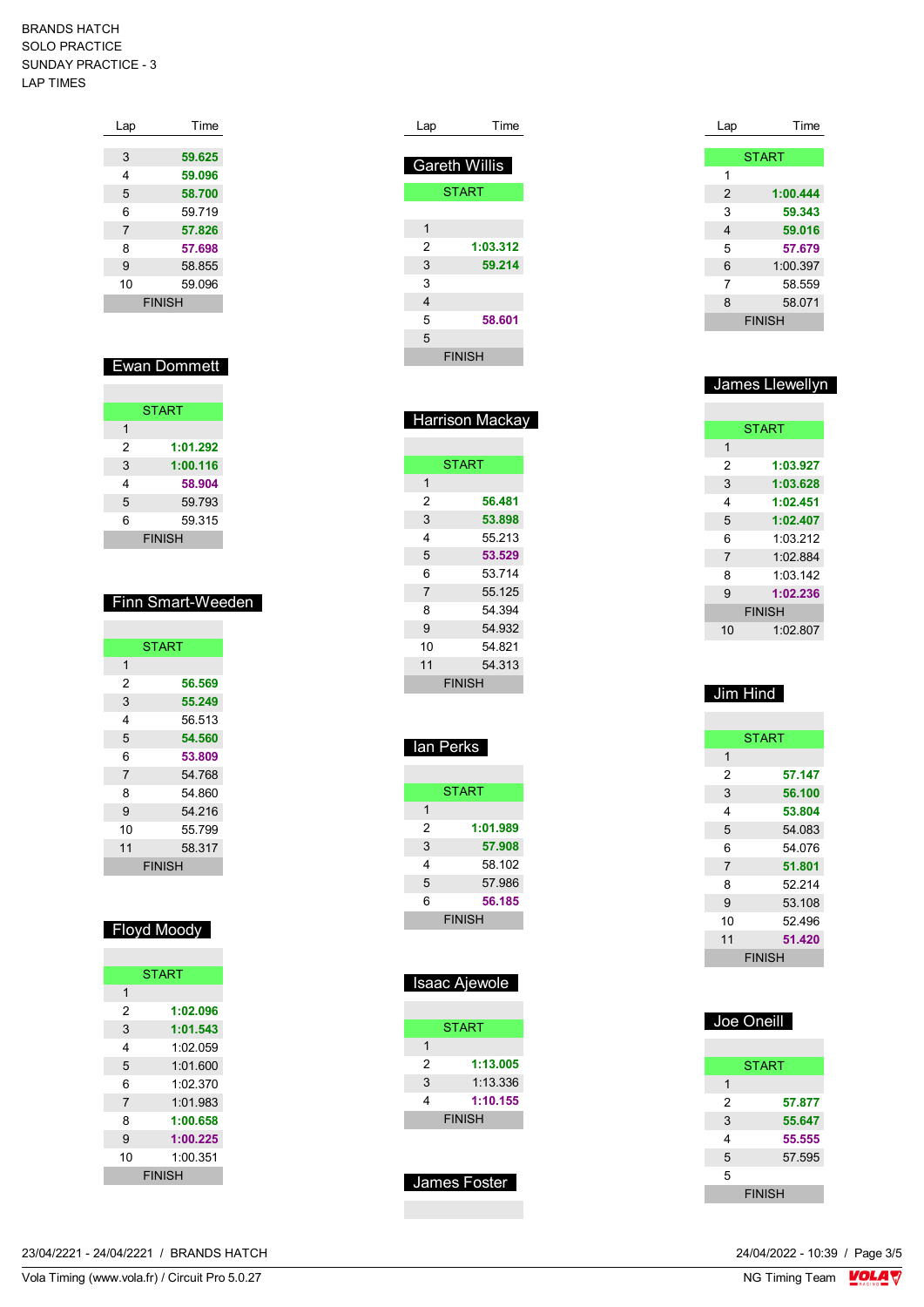BRANDS HATCH
SOLO PRACTICE
SUNDAY PRACTICE - 3
LAP TIMES

| Lap | Time |
|---|---|
| 3 | 59.625 |
| 4 | 59.096 |
| 5 | 58.700 |
| 6 | 59.719 |
| 7 | 57.826 |
| 8 | 57.698 |
| 9 | 58.855 |
| 10 | 59.096 |
| FINISH | |

## Ewan Dommett

| Lap | Time |
|---|---|
| START | |
| 1 | |
| 2 | 1:01.292 |
| 3 | 1:00.116 |
| 4 | 58.904 |
| 5 | 59.793 |
| 6 | 59.315 |
| FINISH | |

## Finn Smart-Weeden

| Lap | Time |
|---|---|
| START | |
| 1 | |
| 2 | 56.569 |
| 3 | 55.249 |
| 4 | 56.513 |
| 5 | 54.560 |
| 6 | 53.809 |
| 7 | 54.768 |
| 8 | 54.860 |
| 9 | 54.216 |
| 10 | 55.799 |
| 11 | 58.317 |
| FINISH | |

## Floyd Moody

| Lap | Time |
|---|---|
| START | |
| 1 | |
| 2 | 1:02.096 |
| 3 | 1:01.543 |
| 4 | 1:02.059 |
| 5 | 1:01.600 |
| 6 | 1:02.370 |
| 7 | 1:01.983 |
| 8 | 1:00.658 |
| 9 | 1:00.225 |
| 10 | 1:00.351 |
| FINISH | |

## Gareth Willis

| Lap | Time |
|---|---|
| START | |
| 1 | |
| 2 | 1:03.312 |
| 3 | 59.214 |
| 3 | |
| 4 | |
| 5 | 58.601 |
| 5 | |
| FINISH | |

## Harrison Mackay

| Lap | Time |
|---|---|
| START | |
| 1 | |
| 2 | 56.481 |
| 3 | 53.898 |
| 4 | 55.213 |
| 5 | 53.529 |
| 6 | 53.714 |
| 7 | 55.125 |
| 8 | 54.394 |
| 9 | 54.932 |
| 10 | 54.821 |
| 11 | 54.313 |
| FINISH | |

## Ian Perks

| Lap | Time |
|---|---|
| START | |
| 1 | |
| 2 | 1:01.989 |
| 3 | 57.908 |
| 4 | 58.102 |
| 5 | 57.986 |
| 6 | 56.185 |
| FINISH | |

## Isaac Ajewole

| Lap | Time |
|---|---|
| START | |
| 1 | |
| 2 | 1:13.005 |
| 3 | 1:13.336 |
| 4 | 1:10.155 |
| FINISH | |

## James Foster

| Lap | Time |
|---|---|
| START | |
| 1 | |
| 2 | 1:00.444 |
| 3 | 59.343 |
| 4 | 59.016 |
| 5 | 57.679 |
| 6 | 1:00.397 |
| 7 | 58.559 |
| 8 | 58.071 |
| FINISH | |

## James Llewellyn

| Lap | Time |
|---|---|
| START | |
| 1 | |
| 2 | 1:03.927 |
| 3 | 1:03.628 |
| 4 | 1:02.451 |
| 5 | 1:02.407 |
| 6 | 1:03.212 |
| 7 | 1:02.884 |
| 8 | 1:03.142 |
| 9 | 1:02.236 |
| FINISH | |
| 10 | 1:02.807 |

## Jim Hind

| Lap | Time |
|---|---|
| START | |
| 1 | |
| 2 | 57.147 |
| 3 | 56.100 |
| 4 | 53.804 |
| 5 | 54.083 |
| 6 | 54.076 |
| 7 | 51.801 |
| 8 | 52.214 |
| 9 | 53.108 |
| 10 | 52.496 |
| 11 | 51.420 |
| FINISH | |

## Joe Oneill

| Lap | Time |
|---|---|
| START | |
| 1 | |
| 2 | 57.877 |
| 3 | 55.647 |
| 4 | 55.555 |
| 5 | 57.595 |
| 5 | |
| FINISH | |

23/04/2221 - 24/04/2221 / BRANDS HATCH
24/04/2022 - 10:39
Vola Timing (www.vola.fr) / Circuit Pro 5.0.27
NG Timing Team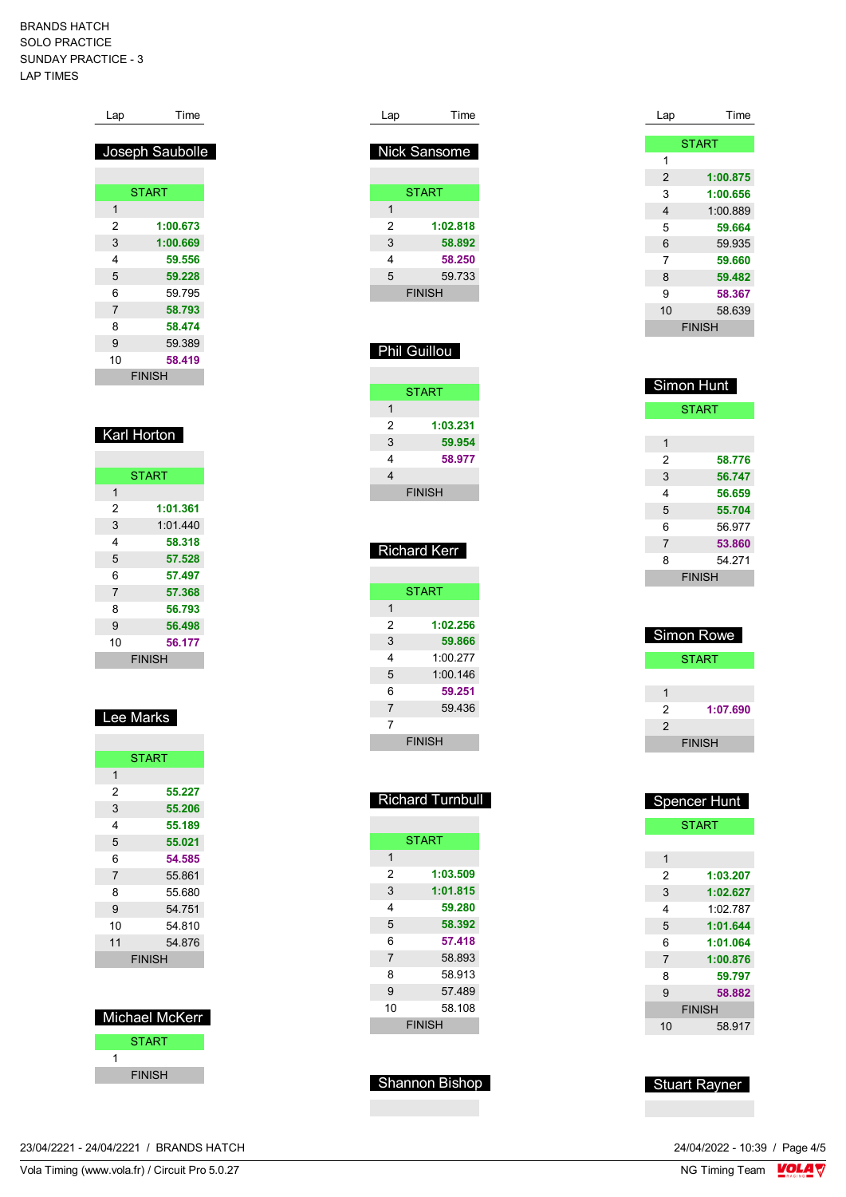BRANDS HATCH
SOLO PRACTICE
SUNDAY PRACTICE - 3
LAP TIMES

| Lap | Time |
|---|---|
| START | |
| 1 | |
| 2 | 1:00.875 |
| 3 | 1:00.656 |
| 4 | 1:00.889 |
| 5 | 59.664 |
| 6 | 59.935 |
| 7 | 59.660 |
| 8 | 59.482 |
| 9 | 58.367 |
| 10 | 58.639 |
| FINISH | |

### Joseph Saubolle

| Lap | Time |
|---|---|
| START | |
| 1 | |
| 2 | 1:00.673 |
| 3 | 1:00.669 |
| 4 | 59.556 |
| 5 | 59.228 |
| 6 | 59.795 |
| 7 | 58.793 |
| 8 | 58.474 |
| 9 | 59.389 |
| 10 | 58.419 |
| FINISH | |

### Karl Horton

| Lap | Time |
|---|---|
| START | |
| 1 | |
| 2 | 1:01.361 |
| 3 | 1:01.440 |
| 4 | 58.318 |
| 5 | 57.528 |
| 6 | 57.497 |
| 7 | 57.368 |
| 8 | 56.793 |
| 9 | 56.498 |
| 10 | 56.177 |
| FINISH | |

### Lee Marks

| Lap | Time |
|---|---|
| START | |
| 1 | |
| 2 | 55.227 |
| 3 | 55.206 |
| 4 | 55.189 |
| 5 | 55.021 |
| 6 | 54.585 |
| 7 | 55.861 |
| 8 | 55.680 |
| 9 | 54.751 |
| 10 | 54.810 |
| 11 | 54.876 |
| FINISH | |

### Michael McKerr

| Lap | Time |
|---|---|
| START | |
| 1 | |
| FINISH | |

### Nick Sansome

| Lap | Time |
|---|---|
| START | |
| 1 | |
| 2 | 1:02.818 |
| 3 | 58.892 |
| 4 | 58.250 |
| 5 | 59.733 |
| FINISH | |

### Phil Guillou

| Lap | Time |
|---|---|
| START | |
| 1 | |
| 2 | 1:03.231 |
| 3 | 59.954 |
| 4 | 58.977 |
| 4 | |
| FINISH | |

### Richard Kerr

| Lap | Time |
|---|---|
| START | |
| 1 | |
| 2 | 1:02.256 |
| 3 | 59.866 |
| 4 | 1:00.277 |
| 5 | 1:00.146 |
| 6 | 59.251 |
| 7 | 59.436 |
| 7 | |
| FINISH | |

### Richard Turnbull

| Lap | Time |
|---|---|
| START | |
| 1 | |
| 2 | 1:03.509 |
| 3 | 1:01.815 |
| 4 | 59.280 |
| 5 | 58.392 |
| 6 | 57.418 |
| 7 | 58.893 |
| 8 | 58.913 |
| 9 | 57.489 |
| 10 | 58.108 |
| FINISH | |

### Shannon Bishop

### Simon Hunt

| Lap | Time |
|---|---|
| START | |
| 1 | |
| 2 | 58.776 |
| 3 | 56.747 |
| 4 | 56.659 |
| 5 | 55.704 |
| 6 | 56.977 |
| 7 | 53.860 |
| 8 | 54.271 |
| FINISH | |

### Simon Rowe

| Lap | Time |
|---|---|
| START | |
| 1 | |
| 2 | 1:07.690 |
| 2 | |
| FINISH | |

### Spencer Hunt

| Lap | Time |
|---|---|
| START | |
| 1 | |
| 2 | 1:03.207 |
| 3 | 1:02.627 |
| 4 | 1:02.787 |
| 5 | 1:01.644 |
| 6 | 1:01.064 |
| 7 | 1:00.876 |
| 8 | 59.797 |
| 9 | 58.882 |
| FINISH | |
| 10 | 58.917 |

### Stuart Rayner

23/04/2221 - 24/04/2221 / BRANDS HATCH
Vola Timing (www.vola.fr) / Circuit Pro 5.0.27

24/04/2022 - 10:39
NG Timing Team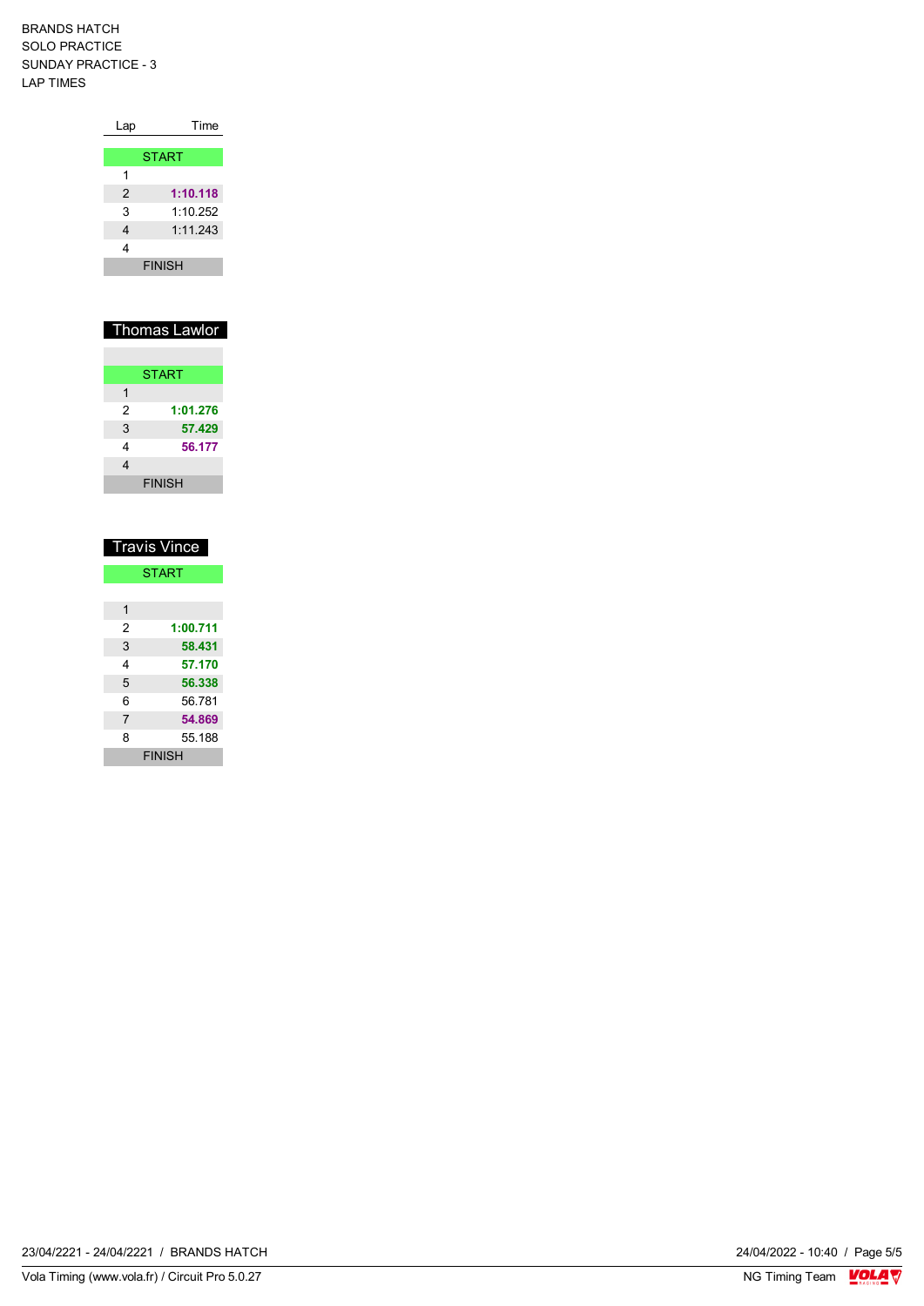BRANDS HATCH
SOLO PRACTICE
SUNDAY PRACTICE - 3
LAP TIMES

| Lap | Time |
|---|---|
| START | |
| 1 | |
| 2 | **1:10.118** |
| 3 | 1:10.252 |
| 4 | 1:11.243 |
| 4 | |
| FINISH | |

## Thomas Lawlor

| Lap | Time |
|---|---|
| START | |
| 1 | |
| 2 | **1:01.276** |
| 3 | **57.429** |
| 4 | **56.177** |
| 4 | |
| FINISH | |

## Travis Vince

| Lap | Time |
|---|---|
| START | |
| 1 | |
| 2 | **1:00.711** |
| 3 | **58.431** |
| 4 | **57.170** |
| 5 | **56.338** |
| 6 | 56.781 |
| 7 | **54.869** |
| 8 | 55.188 |
| FINISH | |

23/04/2221 - 24/04/2221 / BRANDS HATCH

24/04/2022 - 10:40

Vola Timing (www.vola.fr) / Circuit Pro 5.0.27

NG Timing Team